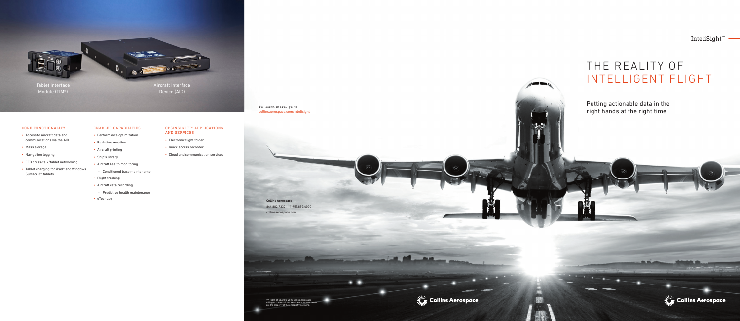Tablet Interface Module (TIM®)

Aircraft Interface Device (AID)

### CORE FUNCTIONALITY

- Access to aircraft data and communications via the AID
- Mass storage
- Navigation logging
- EFB cross-talk/tablet networking
- Tablet charging for iPad® and Windows Surface 3® tablets

### ENABLED CAPABILITIES

- Performance optimization
- Real-time weather
- Aircraft printing
- Ship's library
- Aircraft health monitoring
  - Conditioned base maintenance
- Flight tracking
- Aircraft data recording
  - Predictive health maintenance
- eTechLog

### OPSINSIGHT™ APPLICATIONS AND SERVICES

- Electronic flight folder
- Quick access recorder
- Cloud and communication services

To learn more, go to collinsaerospace.com/intelisight

**Collins Aerospace**
866.882.7332 | +1.952.892.4000
collinsaerospace.com

19-1580-01 08/20 © 2020 Collins Aerospace
All logos, trademarks or service marks used herein are the property of their respective owners.

Collins Aerospace

InteliSight™

# THE REALITY OF INTELLIGENT FLIGHT

Putting actionable data in the right hands at the right time

Collins Aerospace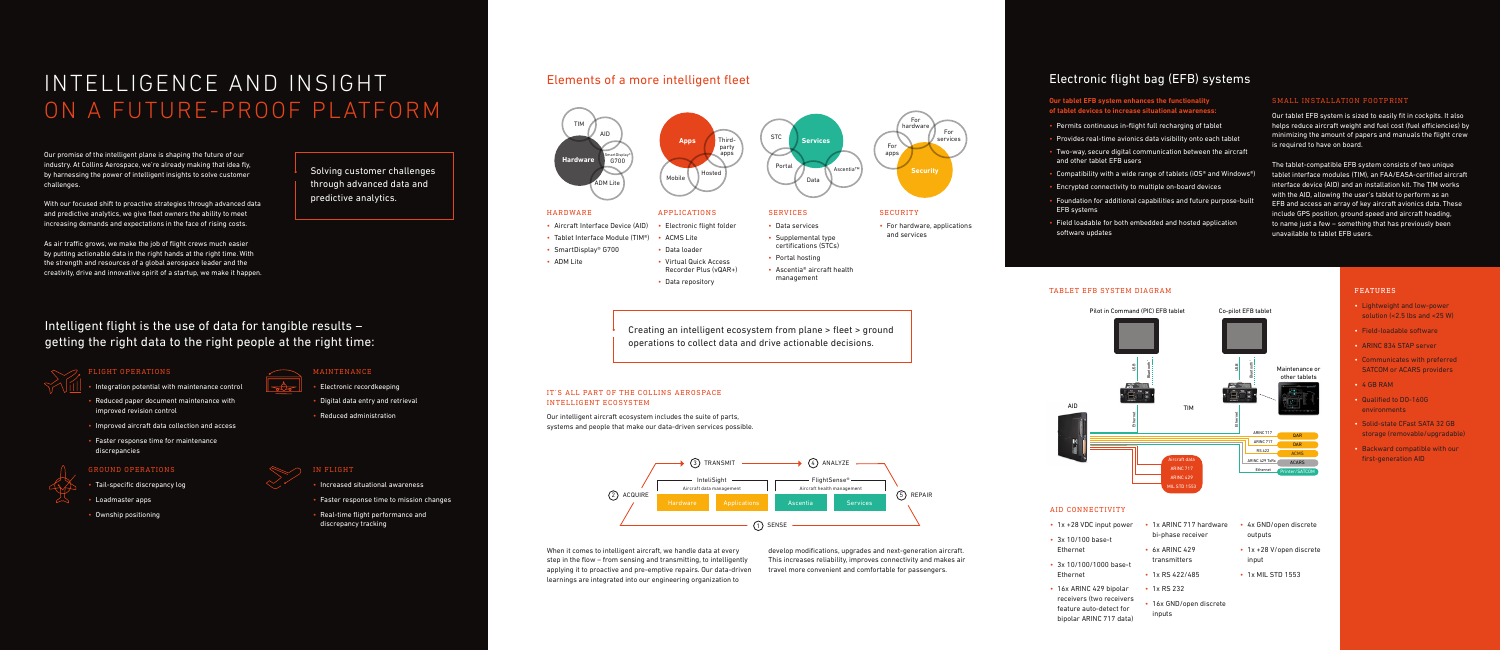# INTELLIGENCE AND INSIGHT ON A FUTURE-PROOF PLATFORM

Our promise of the intelligent plane is shaping the future of our industry. At Collins Aerospace, we're already making that idea fly, by harnessing the power of intelligent insights to solve customer challenges.

With our focused shift to proactive strategies through advanced data and predictive analytics, we give fleet owners the ability to meet increasing demands and expectations in the face of rising costs.

As air traffic grows, we make the job of flight crews much easier by putting actionable data in the right hands at the right time. With the strength and resources of a global aerospace leader and the creativity, drive and innovative spirit of a startup, we make it happen.

Solving customer challenges through advanced data and predictive analytics.

## Intelligent flight is the use of data for tangible results – getting the right data to the right people at the right time:

### FLIGHT OPERATIONS

- Integration potential with maintenance control
- Reduced paper document maintenance with improved revision control
- Improved aircraft data collection and access
- Faster response time for maintenance discrepancies

### MAINTENANCE

- Electronic recordkeeping
- Digital data entry and retrieval
- Reduced administration

### GROUND OPERATIONS

- Tail-specific discrepancy log
- Loadmaster apps
- Ownship positioning

### IN FLIGHT

- Increased situational awareness
- Faster response time to mission changes
- Real-time flight performance and discrepancy tracking

## Elements of a more intelligent fleet

Hardware: TIM, AID, SmartDisplay® G700, ADM Lite

Apps: Third-party apps, Hosted, Mobile

Services: STC, Portal, Data, Ascentia™

Security: For hardware, For services, For apps

### HARDWARE

- Aircraft Interface Device (AID)
- Tablet Interface Module (TIM®)
- SmartDisplay® G700
- ADM Lite

### APPLICATIONS

- Electronic flight folder
- ACMS Lite
- Data loader
- Virtual Quick Access Recorder Plus (vQAR+)
- Data repository

### SERVICES

- Data services
- Supplemental type certifications (STCs)
- Portal hosting
- Ascentia® aircraft health management

### SECURITY

- For hardware, applications and services

Creating an intelligent ecosystem from plane > fleet > ground operations to collect data and drive actionable decisions.

### IT'S ALL PART OF THE COLLINS AEROSPACE INTELLIGENT ECOSYSTEM

Our intelligent aircraft ecosystem includes the suite of parts, systems and people that make our data-driven services possible.

1 SENSE
2 ACQUIRE
3 TRANSMIT
4 ANALYZE
5 REPAIR

InteliSight – Aircraft data management
FlightSense® – Aircraft health management
Hardware, Applications, Ascentia, Services

When it comes to intelligent aircraft, we handle data at every step in the flow – from sensing and transmitting, to intelligently applying it to proactive and pre-emptive repairs. Our data-driven learnings are integrated into our engineering organization to develop modifications, upgrades and next-generation aircraft. This increases reliability, improves connectivity and makes air travel more convenient and comfortable for passengers.

## Electronic flight bag (EFB) systems

**Our tablet EFB system enhances the functionality of tablet devices to increase situational awareness:**

- Permits continuous in-flight full recharging of tablet
- Provides real-time avionics data visibility onto each tablet
- Two-way, secure digital communication between the aircraft and other tablet EFB users
- Compatibility with a wide range of tablets (iOS® and Windows®)
- Encrypted connectivity to multiple on-board devices
- Foundation for additional capabilities and future purpose-built EFB systems
- Field loadable for both embedded and hosted application software updates

### SMALL INSTALLATION FOOTPRINT

Our tablet EFB system is sized to easily fit in cockpits. It also helps reduce aircraft weight and fuel cost (fuel efficiencies) by minimizing the amount of papers and manuals the flight crew is required to have on board.

The tablet-compatible EFB system consists of two unique tablet interface modules (TIM), an FAA/EASA-certified aircraft interface device (AID) and an installation kit. The TIM works with the AID, allowing the user's tablet to perform as an EFB and access an array of key aircraft avionics data. These include GPS position, ground speed and aircraft heading, to name just a few – something that has previously been unavailable to tablet EFB users.

### TABLET EFB SYSTEM DIAGRAM

Pilot in Command (PIC) EFB tablet
Co-pilot EFB tablet
Maintenance or other tablets
AID
TIM
USB
Bluetooth
Ethernet
Aircraft data: ARINC 717, ARINC 429, MIL STD 1553
ARINC 717, ARINC 717, RS-422, ARINC 429 TxRx, Ethernet
DAR, QAR, ACMS, ACARS, Router/SATCOM

### FEATURES

- Lightweight and low-power solution (<2.5 lbs and <25 W)
- Field-loadable software
- ARINC 834 STAP server
- Communicates with preferred SATCOM or ACARS providers
- 4 GB RAM
- Qualified to DO-160G environments
- Solid-state CFast SATA 32 GB storage (removable/upgradable)
- Backward compatible with our first-generation AID

### AID CONNECTIVITY

- 1x +28 VDC input power
- 3x 10/100 base-t Ethernet
- 3x 10/100/1000 base-t Ethernet
- 16x ARINC 429 bipolar receivers (two receivers feature auto-detect for bipolar ARINC 717 data)
- 1x ARINC 717 hardware bi-phase receiver
- 6x ARINC 429 transmitters
- 1x RS 422/485
- 1x RS 232
- 16x GND/open discrete inputs
- 4x GND/open discrete outputs
- 1x +28 V/open discrete input
- 1x MIL STD 1553